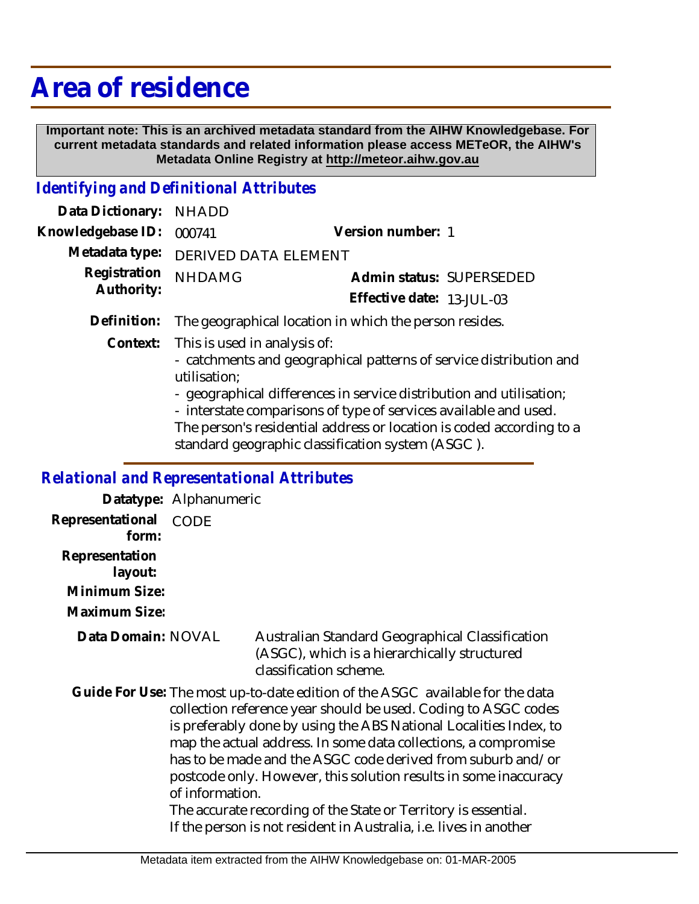# Area of residence

**Important note: This is an archived metadata standard from the AIHW Knowledgebase. For current metadata standards and related information please access METeOR, the AIHW's Metadata Online Registry at http://meteor.aihw.gov.au**

## *Identifying and Definitional Attributes*

**Data Dictionary:** NHADD

**Knowledgebase ID:** 000741 **Version number:** 1

**Metadata type:** DERIVED DATA ELEMENT

**Registration Authority:** NHDAMG **Admin status:** SUPERSEDED

**Effective date:** 13-JUL-03

**Definition:** The geographical location in which the person resides.

**Context:** This is used in analysis of:
- catchments and geographical patterns of service distribution and utilisation;
- geographical differences in service distribution and utilisation;
- interstate comparisons of type of services available and used.

The person's residential address or location is coded according to a standard geographic classification system (ASGC ).

## *Relational and Representational Attributes*

**Datatype:** Alphanumeric

**Representational form:** CODE

**Representation layout:**

**Minimum Size:**

**Maximum Size:**

**Data Domain:** NOVAL Australian Standard Geographical Classification (ASGC), which is a hierarchically structured classification scheme.

**Guide For Use:** The most up-to-date edition of the ASGC available for the data collection reference year should be used. Coding to ASGC codes is preferably done by using the ABS National Localities Index, to map the actual address. In some data collections, a compromise has to be made and the ASGC code derived from suburb and/or postcode only. However, this solution results in some inaccuracy of information.

The accurate recording of the State or Territory is essential.

If the person is not resident in Australia, i.e. lives in another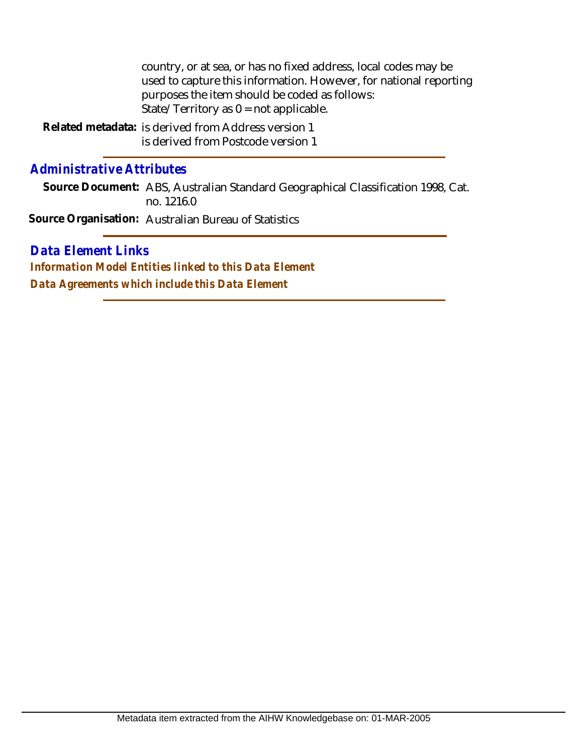country, or at sea, or has no fixed address, local codes may be used to capture this information. However, for national reporting purposes the item should be coded as follows:
State/Territory as 0 = not applicable.

**Related metadata:** is derived from Address version 1
is derived from Postcode version 1

## Administrative Attributes

**Source Document:** ABS, Australian Standard Geographical Classification 1998, Cat. no. 1216.0

**Source Organisation:** Australian Bureau of Statistics

## Data Element Links

***Information Model Entities linked to this Data Element***

***Data Agreements which include this Data Element***